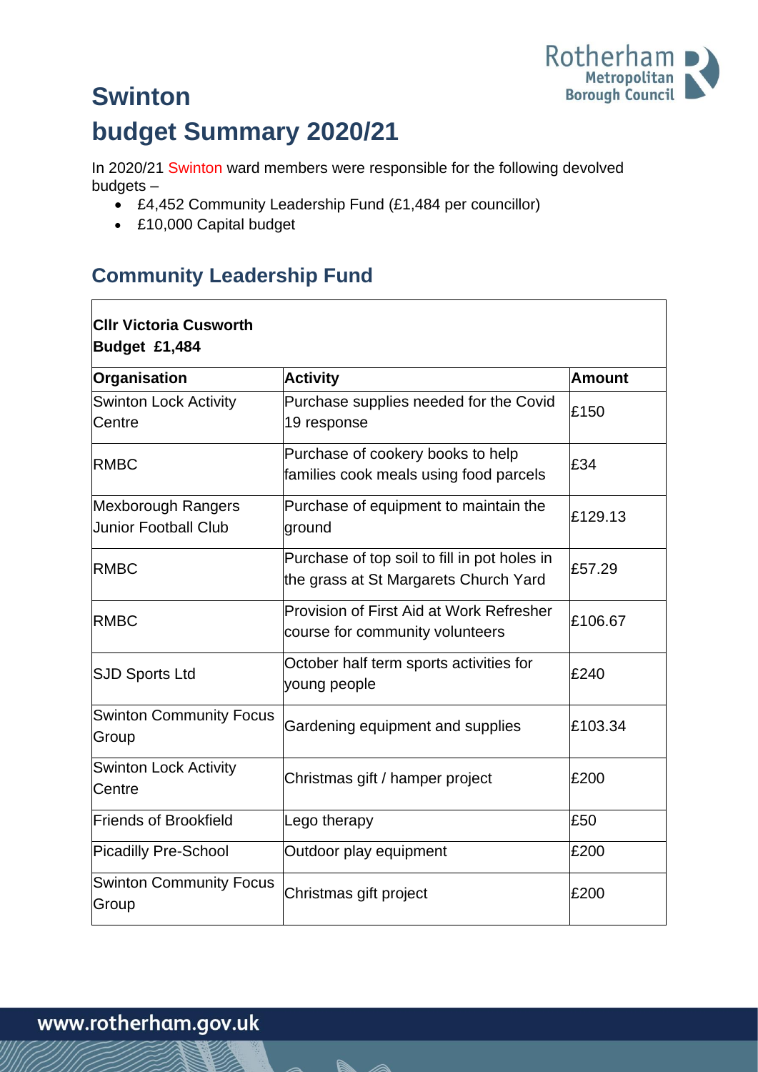# Swinton budget Summary 2020/21

In 2020/21 Swinton ward members were responsible for the following devolved budgets –

- £4,452 Community Leadership Fund (£1,484 per councillor)
- £10,000 Capital budget

## Community Leadership Fund

**Cllr Victoria Cusworth**
**Budget £1,484**

| Organisation | Activity | Amount |
| --- | --- | --- |
| Swinton Lock Activity Centre | Purchase supplies needed for the Covid 19 response | £150 |
| RMBC | Purchase of cookery books to help families cook meals using food parcels | £34 |
| Mexborough Rangers Junior Football Club | Purchase of equipment to maintain the ground | £129.13 |
| RMBC | Purchase of top soil to fill in pot holes in the grass at St Margarets Church Yard | £57.29 |
| RMBC | Provision of First Aid at Work Refresher course for community volunteers | £106.67 |
| SJD Sports Ltd | October half term sports activities for young people | £240 |
| Swinton Community Focus Group | Gardening equipment and supplies | £103.34 |
| Swinton Lock Activity Centre | Christmas gift / hamper project | £200 |
| Friends of Brookfield | Lego therapy | £50 |
| Picadilly Pre-School | Outdoor play equipment | £200 |
| Swinton Community Focus Group | Christmas gift project | £200 |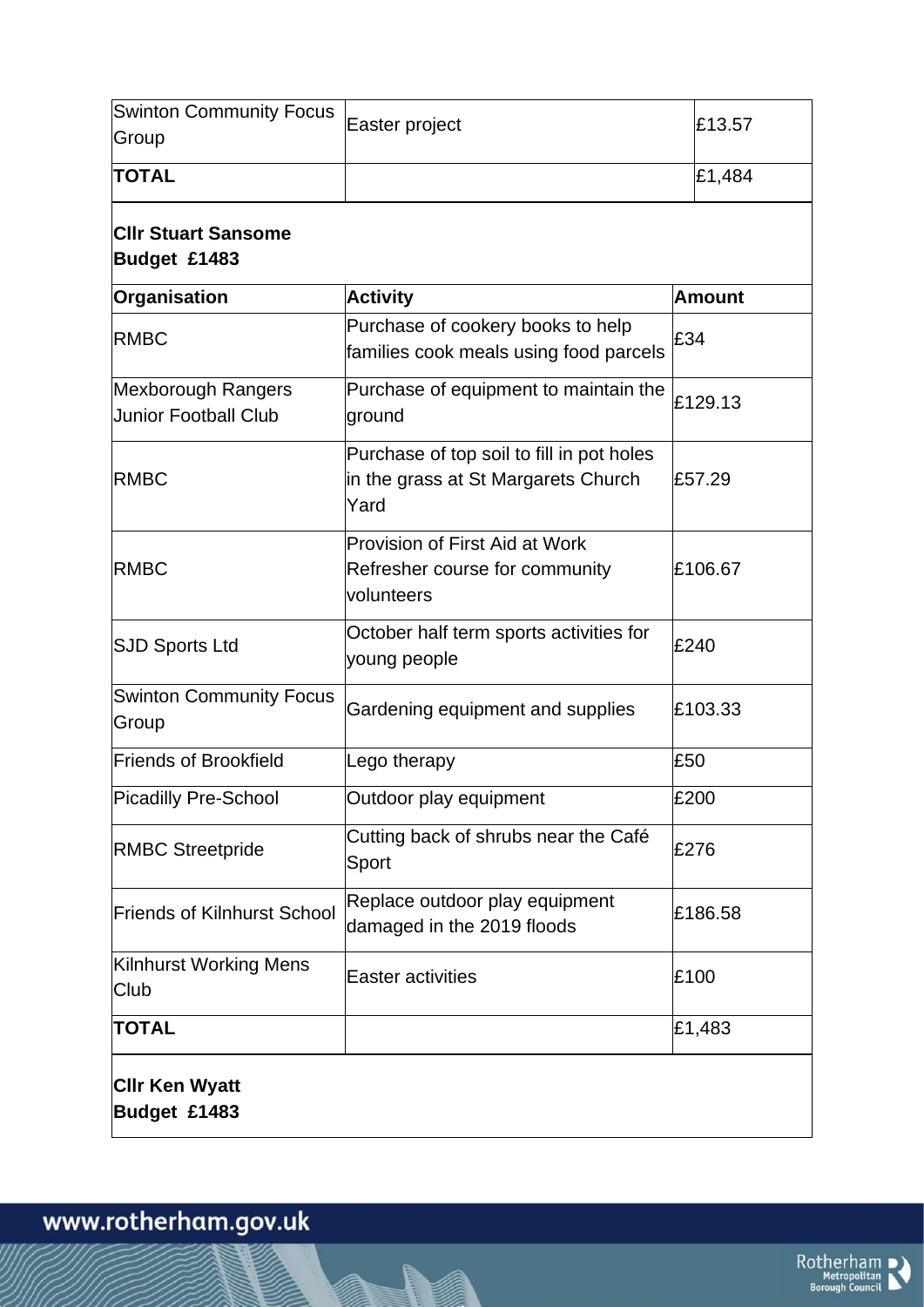| | | |
|---|---|---|
| Swinton Community Focus Group | Easter project | £13.57 |
| **TOTAL** | | £1,484 |

**Cllr Stuart Sansome**
**Budget £1483**

| **Organisation** | **Activity** | **Amount** |
|---|---|---|
| RMBC | Purchase of cookery books to help families cook meals using food parcels | £34 |
| Mexborough Rangers Junior Football Club | Purchase of equipment to maintain the ground | £129.13 |
| RMBC | Purchase of top soil to fill in pot holes in the grass at St Margarets Church Yard | £57.29 |
| RMBC | Provision of First Aid at Work Refresher course for community volunteers | £106.67 |
| SJD Sports Ltd | October half term sports activities for young people | £240 |
| Swinton Community Focus Group | Gardening equipment and supplies | £103.33 |
| Friends of Brookfield | Lego therapy | £50 |
| Picadilly Pre-School | Outdoor play equipment | £200 |
| RMBC Streetpride | Cutting back of shrubs near the Café Sport | £276 |
| Friends of Kilnhurst School | Replace outdoor play equipment damaged in the 2019 floods | £186.58 |
| Kilnhurst Working Mens Club | Easter activities | £100 |
| **TOTAL** | | £1,483 |

**Cllr Ken Wyatt**
**Budget £1483**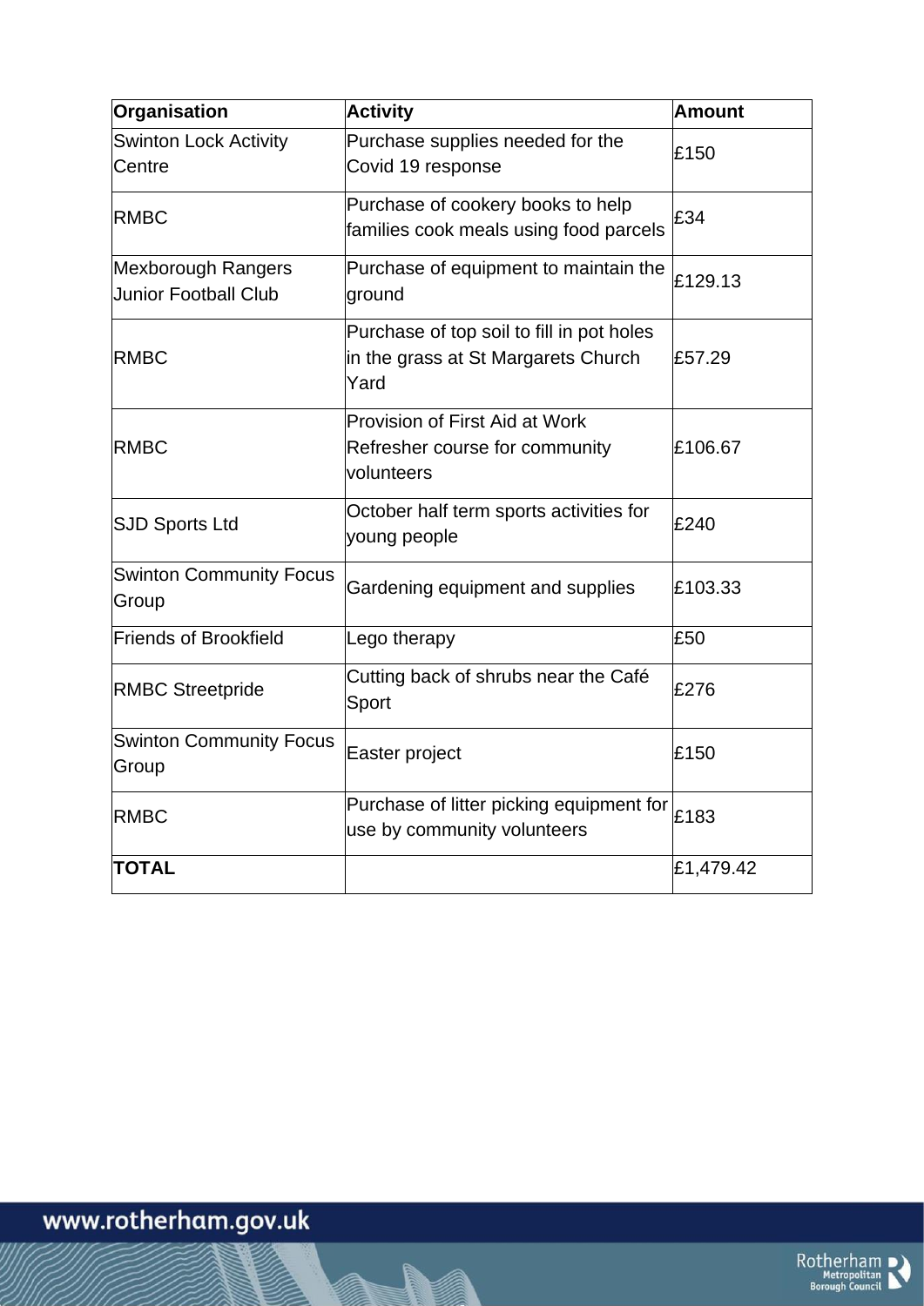| Organisation | Activity | Amount |
|---|---|---|
| Swinton Lock Activity Centre | Purchase supplies needed for the Covid 19 response | £150 |
| RMBC | Purchase of cookery books to help families cook meals using food parcels | £34 |
| Mexborough Rangers Junior Football Club | Purchase of equipment to maintain the ground | £129.13 |
| RMBC | Purchase of top soil to fill in pot holes in the grass at St Margarets Church Yard | £57.29 |
| RMBC | Provision of First Aid at Work Refresher course for community volunteers | £106.67 |
| SJD Sports Ltd | October half term sports activities for young people | £240 |
| Swinton Community Focus Group | Gardening equipment and supplies | £103.33 |
| Friends of Brookfield | Lego therapy | £50 |
| RMBC Streetpride | Cutting back of shrubs near the Café Sport | £276 |
| Swinton Community Focus Group | Easter project | £150 |
| RMBC | Purchase of litter picking equipment for use by community volunteers | £183 |
| **TOTAL** | | £1,479.42 |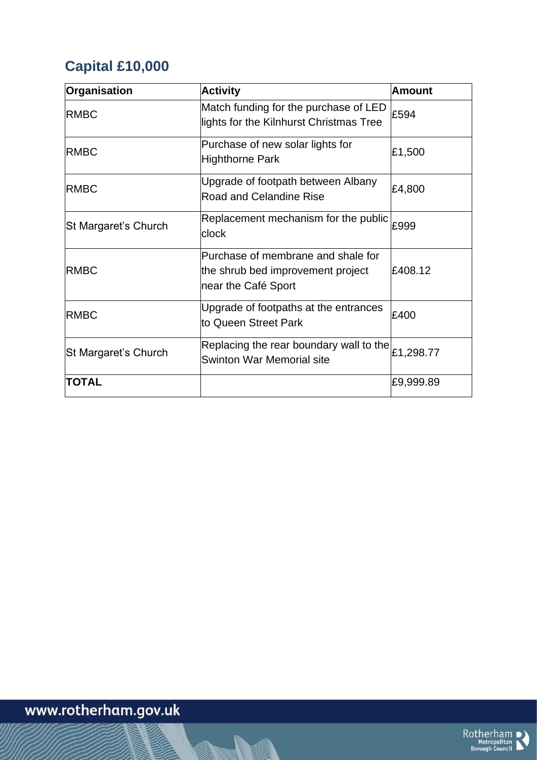## Capital £10,000

| Organisation | Activity | Amount |
| --- | --- | --- |
| RMBC | Match funding for the purchase of LED lights for the Kilnhurst Christmas Tree | £594 |
| RMBC | Purchase of new solar lights for Highthorne Park | £1,500 |
| RMBC | Upgrade of footpath between Albany Road and Celandine Rise | £4,800 |
| St Margaret's Church | Replacement mechanism for the public clock | £999 |
| RMBC | Purchase of membrane and shale for the shrub bed improvement project near the Café Sport | £408.12 |
| RMBC | Upgrade of footpaths at the entrances to Queen Street Park | £400 |
| St Margaret's Church | Replacing the rear boundary wall to the Swinton War Memorial site | £1,298.77 |
| **TOTAL** | | £9,999.89 |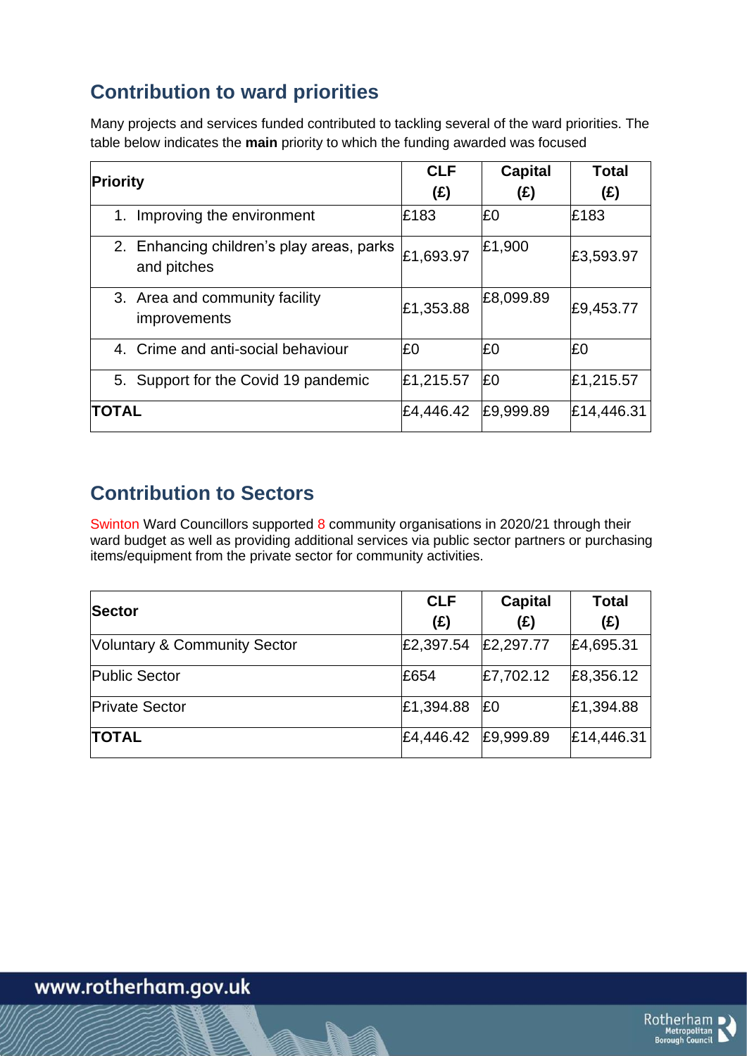## Contribution to ward priorities

Many projects and services funded contributed to tackling several of the ward priorities. The table below indicates the **main** priority to which the funding awarded was focused

| Priority | CLF (£) | Capital (£) | Total (£) |
|---|---|---|---|
| 1. Improving the environment | £183 | £0 | £183 |
| 2. Enhancing children's play areas, parks and pitches | £1,693.97 | £1,900 | £3,593.97 |
| 3. Area and community facility improvements | £1,353.88 | £8,099.89 | £9,453.77 |
| 4. Crime and anti-social behaviour | £0 | £0 | £0 |
| 5. Support for the Covid 19 pandemic | £1,215.57 | £0 | £1,215.57 |
| **TOTAL** | £4,446.42 | £9,999.89 | £14,446.31 |

## Contribution to Sectors

Swinton Ward Councillors supported 8 community organisations in 2020/21 through their ward budget as well as providing additional services via public sector partners or purchasing items/equipment from the private sector for community activities.

| Sector | CLF (£) | Capital (£) | Total (£) |
|---|---|---|---|
| Voluntary & Community Sector | £2,397.54 | £2,297.77 | £4,695.31 |
| Public Sector | £654 | £7,702.12 | £8,356.12 |
| Private Sector | £1,394.88 | £0 | £1,394.88 |
| **TOTAL** | £4,446.42 | £9,999.89 | £14,446.31 |